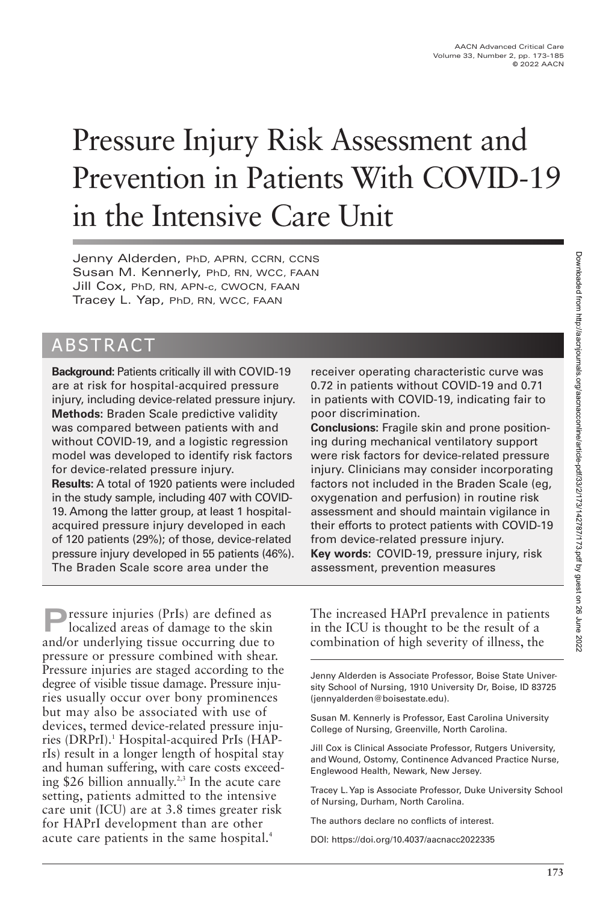# Pressure Injury Risk Assessment and Prevention in Patients With COVID-19 in the Intensive Care Unit

Jenny Alderden, PhD, APRN, CCRN, CCNS
Susan M. Kennerly, PhD, RN, WCC, FAAN
Jill Cox, PhD, RN, APN-c, CWOCN, FAAN
Tracey L. Yap, PhD, RN, WCC, FAAN

## ABSTRACT

**Background:** Patients critically ill with COVID-19 are at risk for hospital-acquired pressure injury, including device-related pressure injury.
**Methods:** Braden Scale predictive validity was compared between patients with and without COVID-19, and a logistic regression model was developed to identify risk factors for device-related pressure injury.
**Results:** A total of 1920 patients were included in the study sample, including 407 with COVID-19. Among the latter group, at least 1 hospital-acquired pressure injury developed in each of 120 patients (29%); of those, device-related pressure injury developed in 55 patients (46%). The Braden Scale score area under the receiver operating characteristic curve was 0.72 in patients without COVID-19 and 0.71 in patients with COVID-19, indicating fair to poor discrimination.
**Conclusions:** Fragile skin and prone positioning during mechanical ventilatory support were risk factors for device-related pressure injury. Clinicians may consider incorporating factors not included in the Braden Scale (eg, oxygenation and perfusion) in routine risk assessment and should maintain vigilance in their efforts to protect patients with COVID-19 from device-related pressure injury.
**Key words:** COVID-19, pressure injury, risk assessment, prevention measures

Pressure injuries (PrIs) are defined as localized areas of damage to the skin and/or underlying tissue occurring due to pressure or pressure combined with shear. Pressure injuries are staged according to the degree of visible tissue damage. Pressure injuries usually occur over bony prominences but may also be associated with use of devices, termed device-related pressure injuries (DRPrI).[1] Hospital-acquired PrIs (HAPrIs) result in a longer length of hospital stay and human suffering, with care costs exceeding $26 billion annually.[2,3] In the acute care setting, patients admitted to the intensive care unit (ICU) are at 3.8 times greater risk for HAPrI development than are other acute care patients in the same hospital.[4] The increased HAPrI prevalence in patients in the ICU is thought to be the result of a combination of high severity of illness, the

Jenny Alderden is Associate Professor, Boise State University School of Nursing, 1910 University Dr, Boise, ID 83725 (jennyalderden@boisestate.edu).

Susan M. Kennerly is Professor, East Carolina University College of Nursing, Greenville, North Carolina.

Jill Cox is Clinical Associate Professor, Rutgers University, and Wound, Ostomy, Continence Advanced Practice Nurse, Englewood Health, Newark, New Jersey.

Tracey L. Yap is Associate Professor, Duke University School of Nursing, Durham, North Carolina.

The authors declare no conflicts of interest.

DOI: https://doi.org/10.4037/aacnacc2022335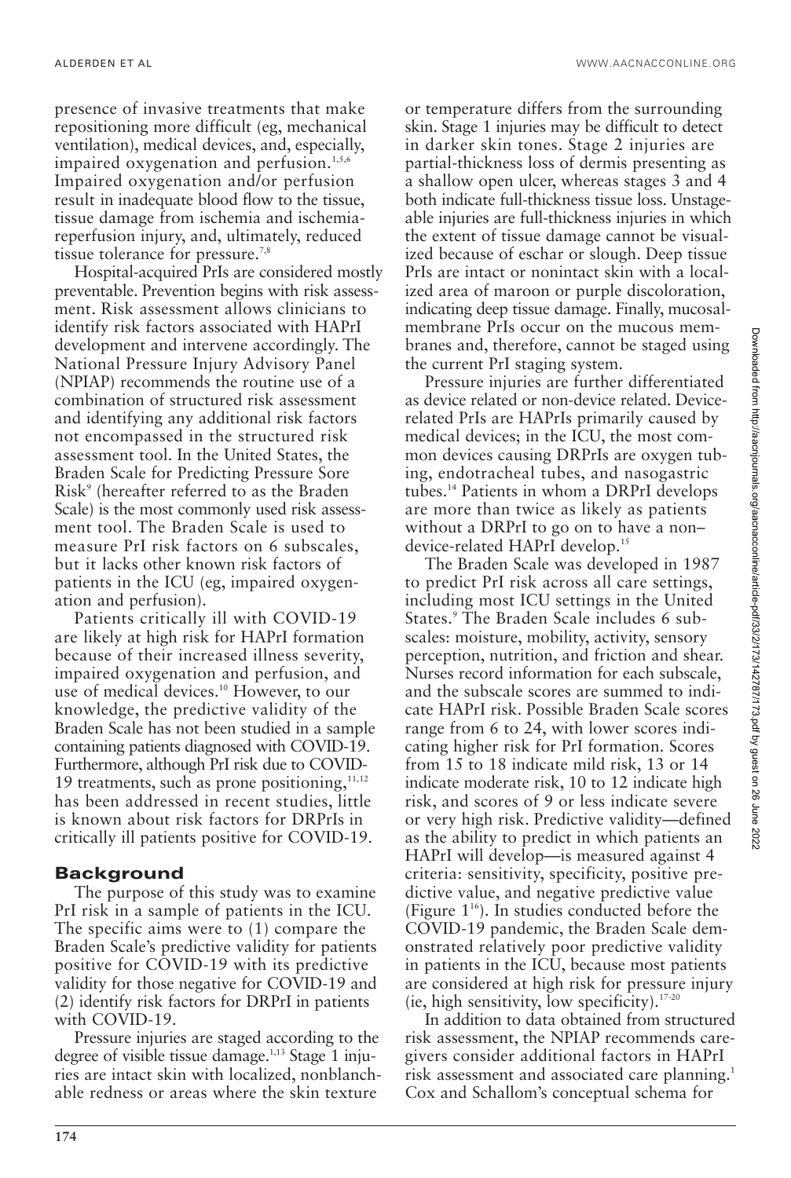presence of invasive treatments that make repositioning more difficult (eg, mechanical ventilation), medical devices, and, especially, impaired oxygenation and perfusion.[1,5,6] Impaired oxygenation and/or perfusion result in inadequate blood flow to the tissue, tissue damage from ischemia and ischemia-reperfusion injury, and, ultimately, reduced tissue tolerance for pressure.[7,8]

Hospital-acquired PrIs are considered mostly preventable. Prevention begins with risk assessment. Risk assessment allows clinicians to identify risk factors associated with HAPrI development and intervene accordingly. The National Pressure Injury Advisory Panel (NPIAP) recommends the routine use of a combination of structured risk assessment and identifying any additional risk factors not encompassed in the structured risk assessment tool. In the United States, the Braden Scale for Predicting Pressure Sore Risk[9] (hereafter referred to as the Braden Scale) is the most commonly used risk assessment tool. The Braden Scale is used to measure PrI risk factors on 6 subscales, but it lacks other known risk factors of patients in the ICU (eg, impaired oxygenation and perfusion).

Patients critically ill with COVID-19 are likely at high risk for HAPrI formation because of their increased illness severity, impaired oxygenation and perfusion, and use of medical devices.[10] However, to our knowledge, the predictive validity of the Braden Scale has not been studied in a sample containing patients diagnosed with COVID-19. Furthermore, although PrI risk due to COVID-19 treatments, such as prone positioning,[11,12] has been addressed in recent studies, little is known about risk factors for DRPrIs in critically ill patients positive for COVID-19.

## Background

The purpose of this study was to examine PrI risk in a sample of patients in the ICU. The specific aims were to (1) compare the Braden Scale's predictive validity for patients positive for COVID-19 with its predictive validity for those negative for COVID-19 and (2) identify risk factors for DRPrI in patients with COVID-19.

Pressure injuries are staged according to the degree of visible tissue damage.[1,13] Stage 1 injuries are intact skin with localized, nonblanchable redness or areas where the skin texture or temperature differs from the surrounding skin. Stage 1 injuries may be difficult to detect in darker skin tones. Stage 2 injuries are partial-thickness loss of dermis presenting as a shallow open ulcer, whereas stages 3 and 4 both indicate full-thickness tissue loss. Unstageable injuries are full-thickness injuries in which the extent of tissue damage cannot be visualized because of eschar or slough. Deep tissue PrIs are intact or nonintact skin with a localized area of maroon or purple discoloration, indicating deep tissue damage. Finally, mucosal-membrane PrIs occur on the mucous membranes and, therefore, cannot be staged using the current PrI staging system.

Pressure injuries are further differentiated as device related or non-device related. Device-related PrIs are HAPrIs primarily caused by medical devices; in the ICU, the most common devices causing DRPrIs are oxygen tubing, endotracheal tubes, and nasogastric tubes.[14] Patients in whom a DRPrI develops are more than twice as likely as patients without a DRPrI to go on to have a non–device-related HAPrI develop.[15]

The Braden Scale was developed in 1987 to predict PrI risk across all care settings, including most ICU settings in the United States.[9] The Braden Scale includes 6 subscales: moisture, mobility, activity, sensory perception, nutrition, and friction and shear. Nurses record information for each subscale, and the subscale scores are summed to indicate HAPrI risk. Possible Braden Scale scores range from 6 to 24, with lower scores indicating higher risk for PrI formation. Scores from 15 to 18 indicate mild risk, 13 or 14 indicate moderate risk, 10 to 12 indicate high risk, and scores of 9 or less indicate severe or very high risk. Predictive validity—defined as the ability to predict in which patients an HAPrI will develop—is measured against 4 criteria: sensitivity, specificity, positive predictive value, and negative predictive value (Figure 1[16]). In studies conducted before the COVID-19 pandemic, the Braden Scale demonstrated relatively poor predictive validity in patients in the ICU, because most patients are considered at high risk for pressure injury (ie, high sensitivity, low specificity).[17-20]

In addition to data obtained from structured risk assessment, the NPIAP recommends caregivers consider additional factors in HAPrI risk assessment and associated care planning.[1] Cox and Schallom's conceptual schema for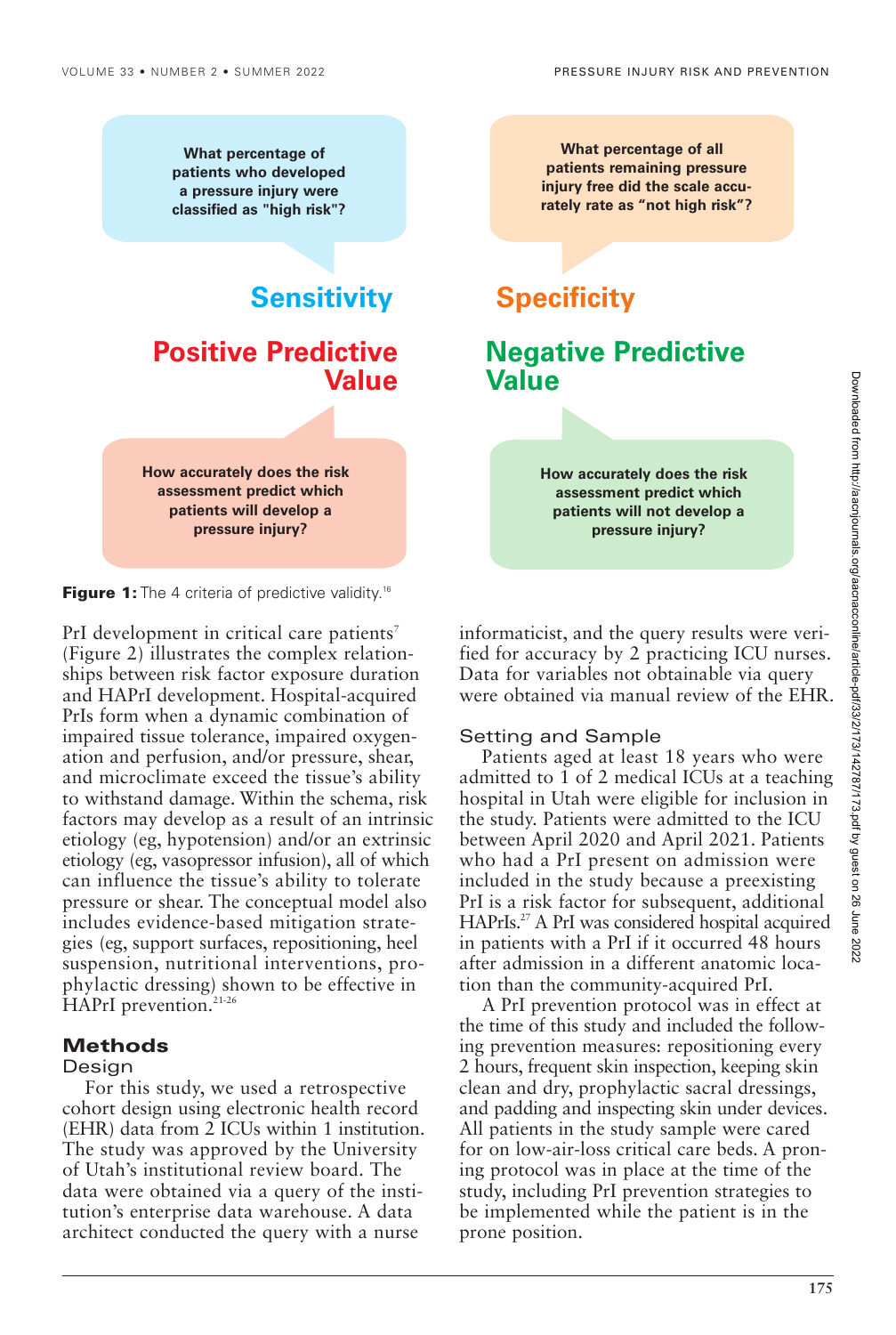What percentage of patients who developed a pressure injury were classified as "high risk"?

**Sensitivity**

**Positive Predictive Value**

How accurately does the risk assessment predict which patients will develop a pressure injury?

What percentage of all patients remaining pressure injury free did the scale accurately rate as "not high risk"?

**Specificity**

**Negative Predictive Value**

How accurately does the risk assessment predict which patients will not develop a pressure injury?

**Figure 1:** The 4 criteria of predictive validity.[16]

PrI development in critical care patients[7] (Figure 2) illustrates the complex relationships between risk factor exposure duration and HAPrI development. Hospital-acquired PrIs form when a dynamic combination of impaired tissue tolerance, impaired oxygenation and perfusion, and/or pressure, shear, and microclimate exceed the tissue's ability to withstand damage. Within the schema, risk factors may develop as a result of an intrinsic etiology (eg, hypotension) and/or an extrinsic etiology (eg, vasopressor infusion), all of which can influence the tissue's ability to tolerate pressure or shear. The conceptual model also includes evidence-based mitigation strategies (eg, support surfaces, repositioning, heel suspension, nutritional interventions, prophylactic dressing) shown to be effective in HAPrI prevention.[21-26]

## Methods

### Design

For this study, we used a retrospective cohort design using electronic health record (EHR) data from 2 ICUs within 1 institution. The study was approved by the University of Utah's institutional review board. The data were obtained via a query of the institution's enterprise data warehouse. A data architect conducted the query with a nurse informaticist, and the query results were verified for accuracy by 2 practicing ICU nurses. Data for variables not obtainable via query were obtained via manual review of the EHR.

### Setting and Sample

Patients aged at least 18 years who were admitted to 1 of 2 medical ICUs at a teaching hospital in Utah were eligible for inclusion in the study. Patients were admitted to the ICU between April 2020 and April 2021. Patients who had a PrI present on admission were included in the study because a preexisting PrI is a risk factor for subsequent, additional HAPrIs.[27] A PrI was considered hospital acquired in patients with a PrI if it occurred 48 hours after admission in a different anatomic location than the community-acquired PrI.

A PrI prevention protocol was in effect at the time of this study and included the following prevention measures: repositioning every 2 hours, frequent skin inspection, keeping skin clean and dry, prophylactic sacral dressings, and padding and inspecting skin under devices. All patients in the study sample were cared for on low-air-loss critical care beds. A proning protocol was in place at the time of the study, including PrI prevention strategies to be implemented while the patient is in the prone position.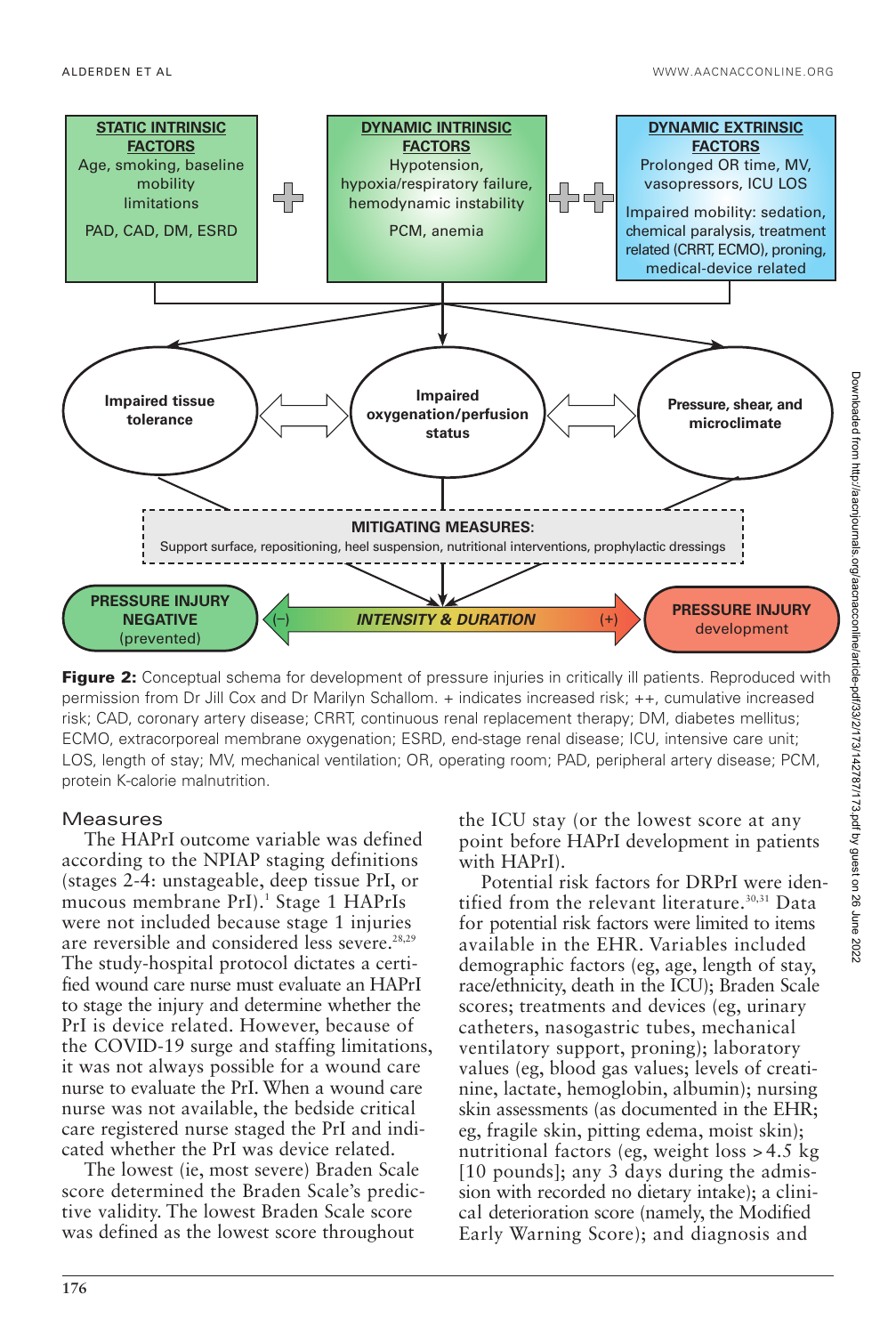STATIC INTRINSIC FACTORS
Age, smoking, baseline mobility limitations
PAD, CAD, DM, ESRD

DYNAMIC INTRINSIC FACTORS
Hypotension, hypoxia/respiratory failure, hemodynamic instability
PCM, anemia

DYNAMIC EXTRINSIC FACTORS
Prolonged OR time, MV, vasopressors, ICU LOS
Impaired mobility: sedation, chemical paralysis, treatment related (CRRT, ECMO), proning, medical-device related

Impaired tissue tolerance

Impaired oxygenation/perfusion status

Pressure, shear, and microclimate

MITIGATING MEASURES:
Support surface, repositioning, heel suspension, nutritional interventions, prophylactic dressings

PRESSURE INJURY NEGATIVE (prevented)

(–) INTENSITY & DURATION (+)

PRESSURE INJURY development

**Figure 2:** Conceptual schema for development of pressure injuries in critically ill patients. Reproduced with permission from Dr Jill Cox and Dr Marilyn Schallom. + indicates increased risk; ++, cumulative increased risk; CAD, coronary artery disease; CRRT, continuous renal replacement therapy; DM, diabetes mellitus; ECMO, extracorporeal membrane oxygenation; ESRD, end-stage renal disease; ICU, intensive care unit; LOS, length of stay; MV, mechanical ventilation; OR, operating room; PAD, peripheral artery disease; PCM, protein K-calorie malnutrition.

## Measures

The HAPrI outcome variable was defined according to the NPIAP staging definitions (stages 2-4: unstageable, deep tissue PrI, or mucous membrane PrI).[1] Stage 1 HAPrIs were not included because stage 1 injuries are reversible and considered less severe.[28,29] The study-hospital protocol dictates a certified wound care nurse must evaluate an HAPrI to stage the injury and determine whether the PrI is device related. However, because of the COVID-19 surge and staffing limitations, it was not always possible for a wound care nurse to evaluate the PrI. When a wound care nurse was not available, the bedside critical care registered nurse staged the PrI and indicated whether the PrI was device related.

The lowest (ie, most severe) Braden Scale score determined the Braden Scale's predictive validity. The lowest Braden Scale score was defined as the lowest score throughout the ICU stay (or the lowest score at any point before HAPrI development in patients with HAPrI).

Potential risk factors for DRPrI were identified from the relevant literature.[30,31] Data for potential risk factors were limited to items available in the EHR. Variables included demographic factors (eg, age, length of stay, race/ethnicity, death in the ICU); Braden Scale scores; treatments and devices (eg, urinary catheters, nasogastric tubes, mechanical ventilatory support, proning); laboratory values (eg, blood gas values; levels of creatinine, lactate, hemoglobin, albumin); nursing skin assessments (as documented in the EHR; eg, fragile skin, pitting edema, moist skin); nutritional factors (eg, weight loss >4.5 kg [10 pounds]; any 3 days during the admission with recorded no dietary intake); a clinical deterioration score (namely, the Modified Early Warning Score); and diagnosis and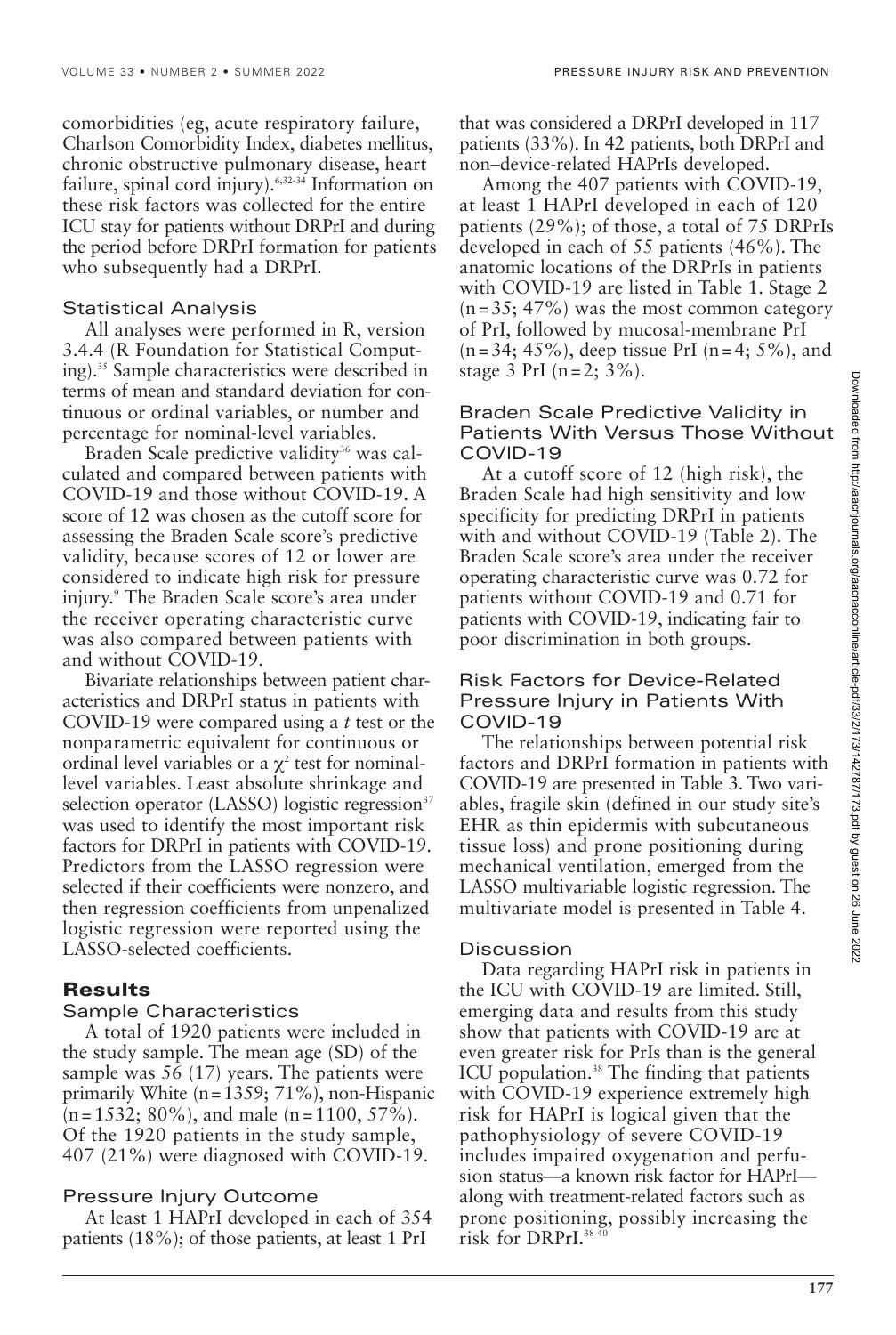comorbidities (eg, acute respiratory failure, Charlson Comorbidity Index, diabetes mellitus, chronic obstructive pulmonary disease, heart failure, spinal cord injury).[6,32-34] Information on these risk factors was collected for the entire ICU stay for patients without DRPrI and during the period before DRPrI formation for patients who subsequently had a DRPrI.

### Statistical Analysis

All analyses were performed in R, version 3.4.4 (R Foundation for Statistical Computing).[35] Sample characteristics were described in terms of mean and standard deviation for continuous or ordinal variables, or number and percentage for nominal-level variables.

Braden Scale predictive validity[36] was calculated and compared between patients with COVID-19 and those without COVID-19. A score of 12 was chosen as the cutoff score for assessing the Braden Scale score's predictive validity, because scores of 12 or lower are considered to indicate high risk for pressure injury.[9] The Braden Scale score's area under the receiver operating characteristic curve was also compared between patients with and without COVID-19.

Bivariate relationships between patient characteristics and DRPrI status in patients with COVID-19 were compared using a *t* test or the nonparametric equivalent for continuous or ordinal level variables or a $\chi^2$ test for nominal-level variables. Least absolute shrinkage and selection operator (LASSO) logistic regression[37] was used to identify the most important risk factors for DRPrI in patients with COVID-19. Predictors from the LASSO regression were selected if their coefficients were nonzero, and then regression coefficients from unpenalized logistic regression were reported using the LASSO-selected coefficients.

## Results

### Sample Characteristics

A total of 1920 patients were included in the study sample. The mean age (SD) of the sample was 56 (17) years. The patients were primarily White (n = 1359; 71%), non-Hispanic (n = 1532; 80%), and male (n = 1100, 57%). Of the 1920 patients in the study sample, 407 (21%) were diagnosed with COVID-19.

### Pressure Injury Outcome

At least 1 HAPrI developed in each of 354 patients (18%); of those patients, at least 1 PrI that was considered a DRPrI developed in 117 patients (33%). In 42 patients, both DRPrI and non–device-related HAPrIs developed.

Among the 407 patients with COVID-19, at least 1 HAPrI developed in each of 120 patients (29%); of those, a total of 75 DRPrIs developed in each of 55 patients (46%). The anatomic locations of the DRPrIs in patients with COVID-19 are listed in Table 1. Stage 2 (n = 35; 47%) was the most common category of PrI, followed by mucosal-membrane PrI (n = 34; 45%), deep tissue PrI (n = 4; 5%), and stage 3 PrI (n = 2; 3%).

### Braden Scale Predictive Validity in Patients With Versus Those Without COVID-19

At a cutoff score of 12 (high risk), the Braden Scale had high sensitivity and low specificity for predicting DRPrI in patients with and without COVID-19 (Table 2). The Braden Scale score's area under the receiver operating characteristic curve was 0.72 for patients without COVID-19 and 0.71 for patients with COVID-19, indicating fair to poor discrimination in both groups.

### Risk Factors for Device-Related Pressure Injury in Patients With COVID-19

The relationships between potential risk factors and DRPrI formation in patients with COVID-19 are presented in Table 3. Two variables, fragile skin (defined in our study site's EHR as thin epidermis with subcutaneous tissue loss) and prone positioning during mechanical ventilation, emerged from the LASSO multivariable logistic regression. The multivariate model is presented in Table 4.

## Discussion

Data regarding HAPrI risk in patients in the ICU with COVID-19 are limited. Still, emerging data and results from this study show that patients with COVID-19 are at even greater risk for PrIs than is the general ICU population.[38] The finding that patients with COVID-19 experience extremely high risk for HAPrI is logical given that the pathophysiology of severe COVID-19 includes impaired oxygenation and perfusion status—a known risk factor for HAPrI—along with treatment-related factors such as prone positioning, possibly increasing the risk for DRPrI.[38-40]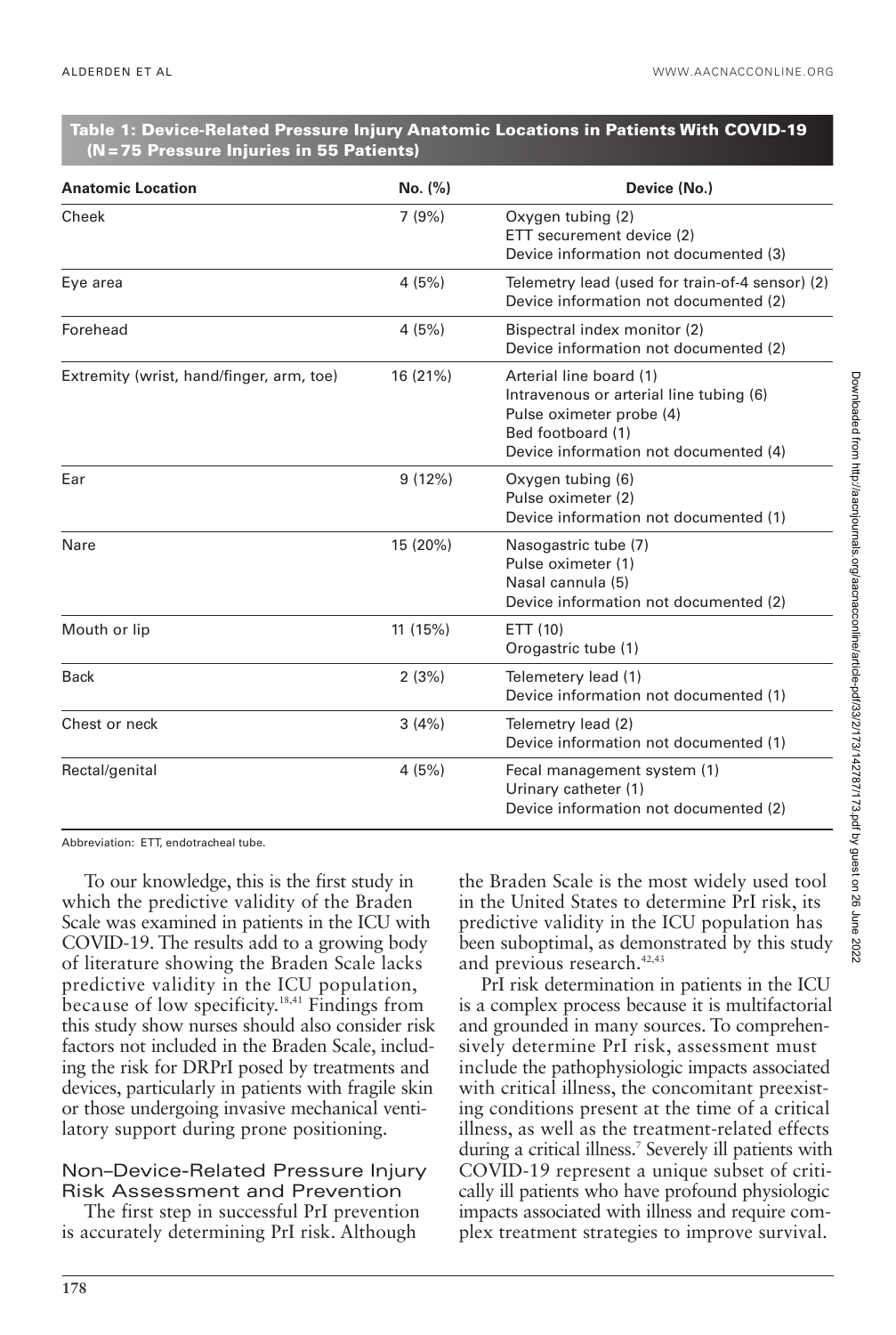**Table 1: Device-Related Pressure Injury Anatomic Locations in Patients With COVID-19 (N = 75 Pressure Injuries in 55 Patients)**

| Anatomic Location | No. (%) | Device (No.) |
|---|---|---|
| Cheek | 7 (9%) | Oxygen tubing (2)<br>ETT securement device (2)<br>Device information not documented (3) |
| Eye area | 4 (5%) | Telemetry lead (used for train-of-4 sensor) (2)<br>Device information not documented (2) |
| Forehead | 4 (5%) | Bispectral index monitor (2)<br>Device information not documented (2) |
| Extremity (wrist, hand/finger, arm, toe) | 16 (21%) | Arterial line board (1)<br>Intravenous or arterial line tubing (6)<br>Pulse oximeter probe (4)<br>Bed footboard (1)<br>Device information not documented (4) |
| Ear | 9 (12%) | Oxygen tubing (6)<br>Pulse oximeter (2)<br>Device information not documented (1) |
| Nare | 15 (20%) | Nasogastric tube (7)<br>Pulse oximeter (1)<br>Nasal cannula (5)<br>Device information not documented (2) |
| Mouth or lip | 11 (15%) | ETT (10)<br>Orogastric tube (1) |
| Back | 2 (3%) | Telemetery lead (1)<br>Device information not documented (1) |
| Chest or neck | 3 (4%) | Telemetry lead (2)<br>Device information not documented (1) |
| Rectal/genital | 4 (5%) | Fecal management system (1)<br>Urinary catheter (1)<br>Device information not documented (2) |

Abbreviation: ETT, endotracheal tube.

To our knowledge, this is the first study in which the predictive validity of the Braden Scale was examined in patients in the ICU with COVID-19. The results add to a growing body of literature showing the Braden Scale lacks predictive validity in the ICU population, because of low specificity.[18,41] Findings from this study show nurses should also consider risk factors not included in the Braden Scale, including the risk for DRPrI posed by treatments and devices, particularly in patients with fragile skin or those undergoing invasive mechanical ventilatory support during prone positioning.

### Non–Device-Related Pressure Injury Risk Assessment and Prevention

The first step in successful PrI prevention is accurately determining PrI risk. Although the Braden Scale is the most widely used tool in the United States to determine PrI risk, its predictive validity in the ICU population has been suboptimal, as demonstrated by this study and previous research.[42,43]

PrI risk determination in patients in the ICU is a complex process because it is multifactorial and grounded in many sources. To comprehensively determine PrI risk, assessment must include the pathophysiologic impacts associated with critical illness, the concomitant preexisting conditions present at the time of a critical illness, as well as the treatment-related effects during a critical illness.[7] Severely ill patients with COVID-19 represent a unique subset of critically ill patients who have profound physiologic impacts associated with illness and require complex treatment strategies to improve survival.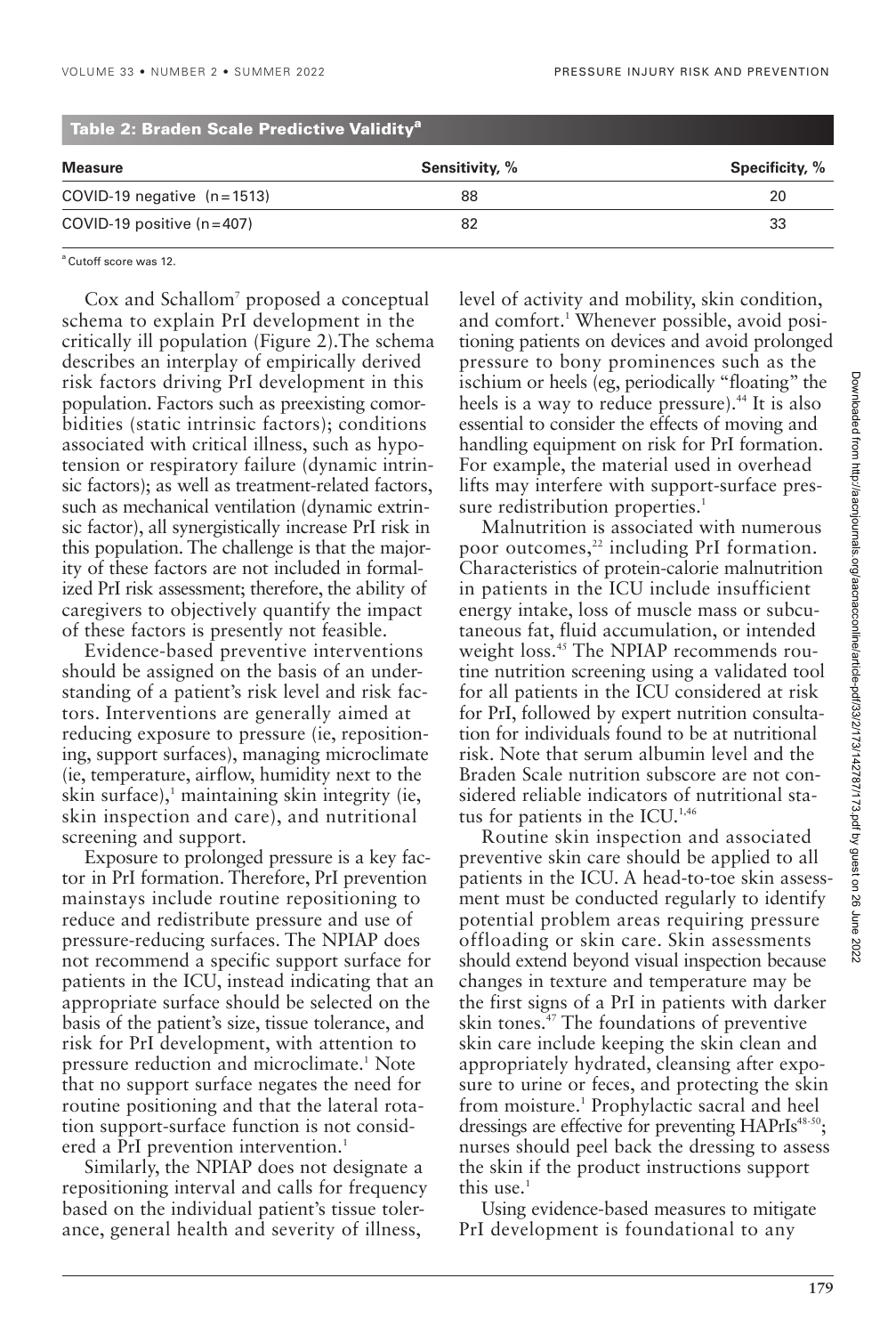**Table 2: Braden Scale Predictive Validity[a]**

| Measure | Sensitivity, % | Specificity, % |
|---|---|---|
| COVID-19 negative (n = 1513) | 88 | 20 |
| COVID-19 positive (n = 407) | 82 | 33 |

[a] Cutoff score was 12.

Cox and Schallom[7] proposed a conceptual schema to explain PrI development in the critically ill population (Figure 2). The schema describes an interplay of empirically derived risk factors driving PrI development in this population. Factors such as preexisting comorbidities (static intrinsic factors); conditions associated with critical illness, such as hypotension or respiratory failure (dynamic intrinsic factors); as well as treatment-related factors, such as mechanical ventilation (dynamic extrinsic factor), all synergistically increase PrI risk in this population. The challenge is that the majority of these factors are not included in formalized PrI risk assessment; therefore, the ability of caregivers to objectively quantify the impact of these factors is presently not feasible.

Evidence-based preventive interventions should be assigned on the basis of an understanding of a patient's risk level and risk factors. Interventions are generally aimed at reducing exposure to pressure (ie, repositioning, support surfaces), managing microclimate (ie, temperature, airflow, humidity next to the skin surface),[1] maintaining skin integrity (ie, skin inspection and care), and nutritional screening and support.

Exposure to prolonged pressure is a key factor in PrI formation. Therefore, PrI prevention mainstays include routine repositioning to reduce and redistribute pressure and use of pressure-reducing surfaces. The NPIAP does not recommend a specific support surface for patients in the ICU, instead indicating that an appropriate surface should be selected on the basis of the patient's size, tissue tolerance, and risk for PrI development, with attention to pressure reduction and microclimate.[1] Note that no support surface negates the need for routine positioning and that the lateral rotation support-surface function is not considered a PrI prevention intervention.[1]

Similarly, the NPIAP does not designate a repositioning interval and calls for frequency based on the individual patient's tissue tolerance, general health and severity of illness, level of activity and mobility, skin condition, and comfort.[1] Whenever possible, avoid positioning patients on devices and avoid prolonged pressure to bony prominences such as the ischium or heels (eg, periodically "floating" the heels is a way to reduce pressure).[44] It is also essential to consider the effects of moving and handling equipment on risk for PrI formation. For example, the material used in overhead lifts may interfere with support-surface pressure redistribution properties.[1]

Malnutrition is associated with numerous poor outcomes,[22] including PrI formation. Characteristics of protein-calorie malnutrition in patients in the ICU include insufficient energy intake, loss of muscle mass or subcutaneous fat, fluid accumulation, or intended weight loss.[45] The NPIAP recommends routine nutrition screening using a validated tool for all patients in the ICU considered at risk for PrI, followed by expert nutrition consultation for individuals found to be at nutritional risk. Note that serum albumin level and the Braden Scale nutrition subscore are not considered reliable indicators of nutritional status for patients in the ICU.[1,46]

Routine skin inspection and associated preventive skin care should be applied to all patients in the ICU. A head-to-toe skin assessment must be conducted regularly to identify potential problem areas requiring pressure offloading or skin care. Skin assessments should extend beyond visual inspection because changes in texture and temperature may be the first signs of a PrI in patients with darker skin tones.[47] The foundations of preventive skin care include keeping the skin clean and appropriately hydrated, cleansing after exposure to urine or feces, and protecting the skin from moisture.[1] Prophylactic sacral and heel dressings are effective for preventing HAPrIs[48-50]; nurses should peel back the dressing to assess the skin if the product instructions support this use.[1]

Using evidence-based measures to mitigate PrI development is foundational to any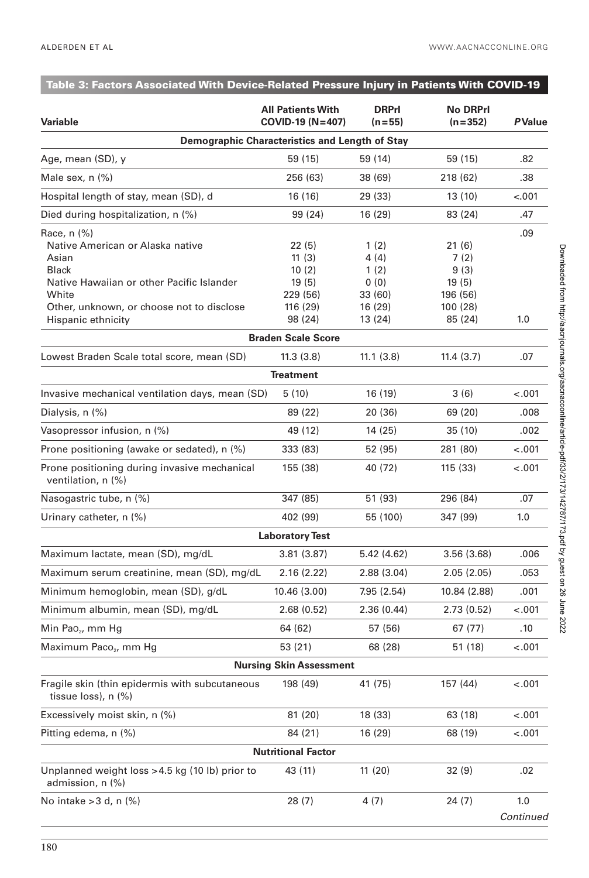**Table 3: Factors Associated With Device-Related Pressure Injury in Patients With COVID-19**

| Variable | All Patients With COVID-19 (N=407) | DRPrI (n=55) | No DRPrI (n=352) | *P* Value |
|---|---|---|---|---|
| **Demographic Characteristics and Length of Stay** | | | | |
| Age, mean (SD), y | 59 (15) | 59 (14) | 59 (15) | .82 |
| Male sex, n (%) | 256 (63) | 38 (69) | 218 (62) | .38 |
| Hospital length of stay, mean (SD), d | 16 (16) | 29 (33) | 13 (10) | <.001 |
| Died during hospitalization, n (%) | 99 (24) | 16 (29) | 83 (24) | .47 |
| Race, n (%) | | | | .09 |
| Native American or Alaska native | 22 (5) | 1 (2) | 21 (6) | |
| Asian | 11 (3) | 4 (4) | 7 (2) | |
| Black | 10 (2) | 1 (2) | 9 (3) | |
| Native Hawaiian or other Pacific Islander | 19 (5) | 0 (0) | 19 (5) | |
| White | 229 (56) | 33 (60) | 196 (56) | |
| Other, unknown, or choose not to disclose | 116 (29) | 16 (29) | 100 (28) | |
| Hispanic ethnicity | 98 (24) | 13 (24) | 85 (24) | 1.0 |
| **Braden Scale Score** | | | | |
| Lowest Braden Scale total score, mean (SD) | 11.3 (3.8) | 11.1 (3.8) | 11.4 (3.7) | .07 |
| **Treatment** | | | | |
| Invasive mechanical ventilation days, mean (SD) | 5 (10) | 16 (19) | 3 (6) | <.001 |
| Dialysis, n (%) | 89 (22) | 20 (36) | 69 (20) | .008 |
| Vasopressor infusion, n (%) | 49 (12) | 14 (25) | 35 (10) | .002 |
| Prone positioning (awake or sedated), n (%) | 333 (83) | 52 (95) | 281 (80) | <.001 |
| Prone positioning during invasive mechanical ventilation, n (%) | 155 (38) | 40 (72) | 115 (33) | <.001 |
| Nasogastric tube, n (%) | 347 (85) | 51 (93) | 296 (84) | .07 |
| Urinary catheter, n (%) | 402 (99) | 55 (100) | 347 (99) | 1.0 |
| **Laboratory Test** | | | | |
| Maximum lactate, mean (SD), mg/dL | 3.81 (3.87) | 5.42 (4.62) | 3.56 (3.68) | .006 |
| Maximum serum creatinine, mean (SD), mg/dL | 2.16 (2.22) | 2.88 (3.04) | 2.05 (2.05) | .053 |
| Minimum hemoglobin, mean (SD), g/dL | 10.46 (3.00) | 7.95 (2.54) | 10.84 (2.88) | .001 |
| Minimum albumin, mean (SD), mg/dL | 2.68 (0.52) | 2.36 (0.44) | 2.73 (0.52) | <.001 |
| Min $Pa_{O_2}$, mm Hg | 64 (62) | 57 (56) | 67 (77) | .10 |
| Maximum $Pa_{CO_2}$, mm Hg | 53 (21) | 68 (28) | 51 (18) | <.001 |
| **Nursing Skin Assessment** | | | | |
| Fragile skin (thin epidermis with subcutaneous tissue loss), n (%) | 198 (49) | 41 (75) | 157 (44) | <.001 |
| Excessively moist skin, n (%) | 81 (20) | 18 (33) | 63 (18) | <.001 |
| Pitting edema, n (%) | 84 (21) | 16 (29) | 68 (19) | <.001 |
| **Nutritional Factor** | | | | |
| Unplanned weight loss >4.5 kg (10 lb) prior to admission, n (%) | 43 (11) | 11 (20) | 32 (9) | .02 |
| No intake >3 d, n (%) | 28 (7) | 4 (7) | 24 (7) | 1.0 |

*Continued*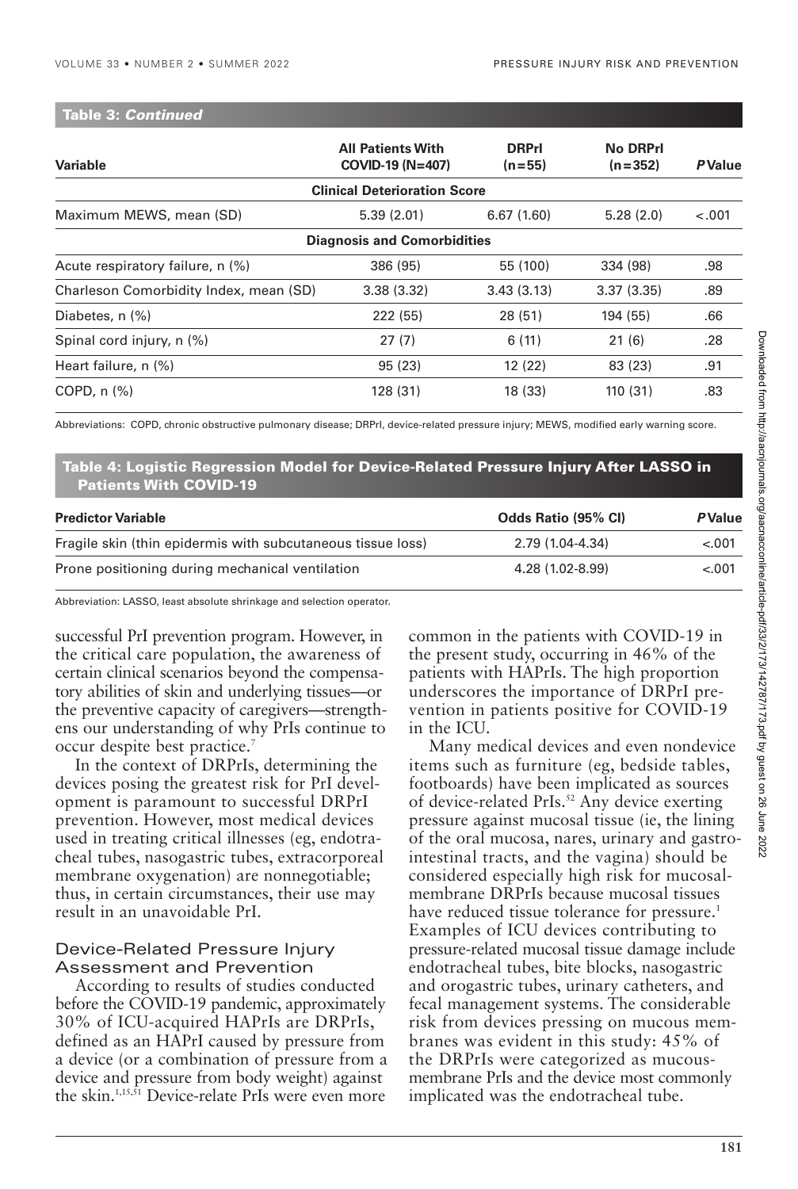**Table 3: *Continued***

| Variable | All Patients With COVID-19 (N=407) | DRPrI (n=55) | No DRPrI (n=352) | *P* Value |
|---|---|---|---|---|
| **Clinical Deterioration Score** | | | | |
| Maximum MEWS, mean (SD) | 5.39 (2.01) | 6.67 (1.60) | 5.28 (2.0) | <.001 |
| **Diagnosis and Comorbidities** | | | | |
| Acute respiratory failure, n (%) | 386 (95) | 55 (100) | 334 (98) | .98 |
| Charleson Comorbidity Index, mean (SD) | 3.38 (3.32) | 3.43 (3.13) | 3.37 (3.35) | .89 |
| Diabetes, n (%) | 222 (55) | 28 (51) | 194 (55) | .66 |
| Spinal cord injury, n (%) | 27 (7) | 6 (11) | 21 (6) | .28 |
| Heart failure, n (%) | 95 (23) | 12 (22) | 83 (23) | .91 |
| COPD, n (%) | 128 (31) | 18 (33) | 110 (31) | .83 |

Abbreviations: COPD, chronic obstructive pulmonary disease; DRPrI, device-related pressure injury; MEWS, modified early warning score.

**Table 4: Logistic Regression Model for Device-Related Pressure Injury After LASSO in Patients With COVID-19**

| Predictor Variable | Odds Ratio (95% CI) | *P* Value |
|---|---|---|
| Fragile skin (thin epidermis with subcutaneous tissue loss) | 2.79 (1.04-4.34) | <.001 |
| Prone positioning during mechanical ventilation | 4.28 (1.02-8.99) | <.001 |

Abbreviation: LASSO, least absolute shrinkage and selection operator.

successful PrI prevention program. However, in the critical care population, the awareness of certain clinical scenarios beyond the compensatory abilities of skin and underlying tissues—or the preventive capacity of caregivers—strengthens our understanding of why PrIs continue to occur despite best practice.[7]

In the context of DRPrIs, determining the devices posing the greatest risk for PrI development is paramount to successful DRPrI prevention. However, most medical devices used in treating critical illnesses (eg, endotracheal tubes, nasogastric tubes, extracorporeal membrane oxygenation) are nonnegotiable; thus, in certain circumstances, their use may result in an unavoidable PrI.

### Device-Related Pressure Injury Assessment and Prevention

According to results of studies conducted before the COVID-19 pandemic, approximately 30% of ICU-acquired HAPrIs are DRPrIs, defined as an HAPrI caused by pressure from a device (or a combination of pressure from a device and pressure from body weight) against the skin.[1,15,51] Device-relate PrIs were even more common in the patients with COVID-19 in the present study, occurring in 46% of the patients with HAPrIs. The high proportion underscores the importance of DRPrI prevention in patients positive for COVID-19 in the ICU.

Many medical devices and even nondevice items such as furniture (eg, bedside tables, footboards) have been implicated as sources of device-related PrIs.[52] Any device exerting pressure against mucosal tissue (ie, the lining of the oral mucosa, nares, urinary and gastrointestinal tracts, and the vagina) should be considered especially high risk for mucosal-membrane DRPrIs because mucosal tissues have reduced tissue tolerance for pressure.[1] Examples of ICU devices contributing to pressure-related mucosal tissue damage include endotracheal tubes, bite blocks, nasogastric and orogastric tubes, urinary catheters, and fecal management systems. The considerable risk from devices pressing on mucous membranes was evident in this study: 45% of the DRPrIs were categorized as mucous-membrane PrIs and the device most commonly implicated was the endotracheal tube.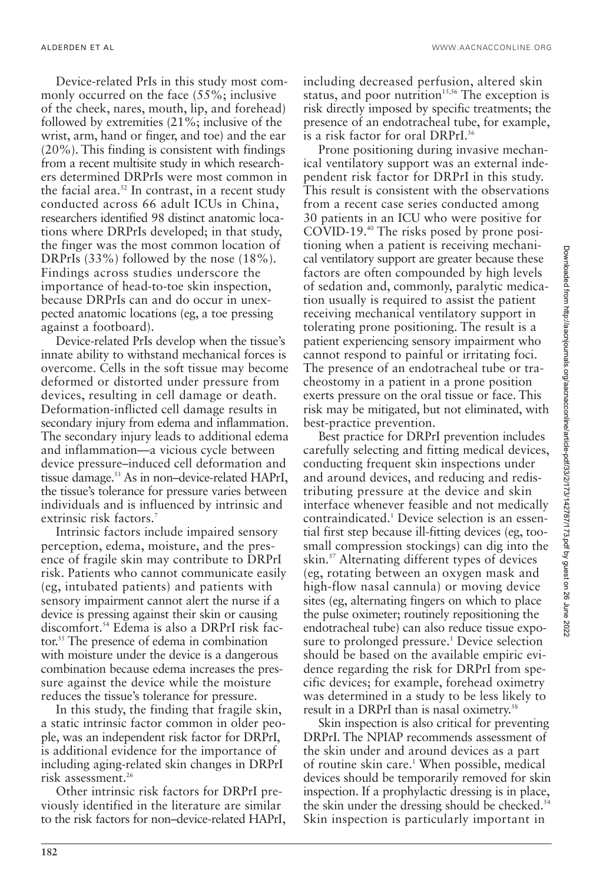Device-related PrIs in this study most commonly occurred on the face (55%; inclusive of the cheek, nares, mouth, lip, and forehead) followed by extremities (21%; inclusive of the wrist, arm, hand or finger, and toe) and the ear (20%). This finding is consistent with findings from a recent multisite study in which researchers determined DRPrIs were most common in the facial area.[52] In contrast, in a recent study conducted across 66 adult ICUs in China, researchers identified 98 distinct anatomic locations where DRPrIs developed; in that study, the finger was the most common location of DRPrIs (33%) followed by the nose (18%). Findings across studies underscore the importance of head-to-toe skin inspection, because DRPrIs can and do occur in unexpected anatomic locations (eg, a toe pressing against a footboard).

Device-related PrIs develop when the tissue's innate ability to withstand mechanical forces is overcome. Cells in the soft tissue may become deformed or distorted under pressure from devices, resulting in cell damage or death. Deformation-inflicted cell damage results in secondary injury from edema and inflammation. The secondary injury leads to additional edema and inflammation—a vicious cycle between device pressure–induced cell deformation and tissue damage.[53] As in non–device-related HAPrI, the tissue's tolerance for pressure varies between individuals and is influenced by intrinsic and extrinsic risk factors.[7]

Intrinsic factors include impaired sensory perception, edema, moisture, and the presence of fragile skin may contribute to DRPrI risk. Patients who cannot communicate easily (eg, intubated patients) and patients with sensory impairment cannot alert the nurse if a device is pressing against their skin or causing discomfort.[54] Edema is also a DRPrI risk factor.[55] The presence of edema in combination with moisture under the device is a dangerous combination because edema increases the pressure against the device while the moisture reduces the tissue's tolerance for pressure.

In this study, the finding that fragile skin, a static intrinsic factor common in older people, was an independent risk factor for DRPrI, is additional evidence for the importance of including aging-related skin changes in DRPrI risk assessment.[26]

Other intrinsic risk factors for DRPrI previously identified in the literature are similar to the risk factors for non–device-related HAPrI, including decreased perfusion, altered skin status, and poor nutrition[15,56] The exception is risk directly imposed by specific treatments; the presence of an endotracheal tube, for example, is a risk factor for oral DRPrI.[56]

Prone positioning during invasive mechanical ventilatory support was an external independent risk factor for DRPrI in this study. This result is consistent with the observations from a recent case series conducted among 30 patients in an ICU who were positive for COVID-19.[40] The risks posed by prone positioning when a patient is receiving mechanical ventilatory support are greater because these factors are often compounded by high levels of sedation and, commonly, paralytic medication usually is required to assist the patient receiving mechanical ventilatory support in tolerating prone positioning. The result is a patient experiencing sensory impairment who cannot respond to painful or irritating foci. The presence of an endotracheal tube or tracheostomy in a patient in a prone position exerts pressure on the oral tissue or face. This risk may be mitigated, but not eliminated, with best-practice prevention.

Best practice for DRPrI prevention includes carefully selecting and fitting medical devices, conducting frequent skin inspections under and around devices, and reducing and redistributing pressure at the device and skin interface whenever feasible and not medically contraindicated.[1] Device selection is an essential first step because ill-fitting devices (eg, too-small compression stockings) can dig into the skin.[57] Alternating different types of devices (eg, rotating between an oxygen mask and high-flow nasal cannula) or moving device sites (eg, alternating fingers on which to place the pulse oximeter; routinely repositioning the endotracheal tube) can also reduce tissue exposure to prolonged pressure.[1] Device selection should be based on the available empiric evidence regarding the risk for DRPrI from specific devices; for example, forehead oximetry was determined in a study to be less likely to result in a DRPrI than is nasal oximetry.[58]

Skin inspection is also critical for preventing DRPrI. The NPIAP recommends assessment of the skin under and around devices as a part of routine skin care.[1] When possible, medical devices should be temporarily removed for skin inspection. If a prophylactic dressing is in place, the skin under the dressing should be checked.[54] Skin inspection is particularly important in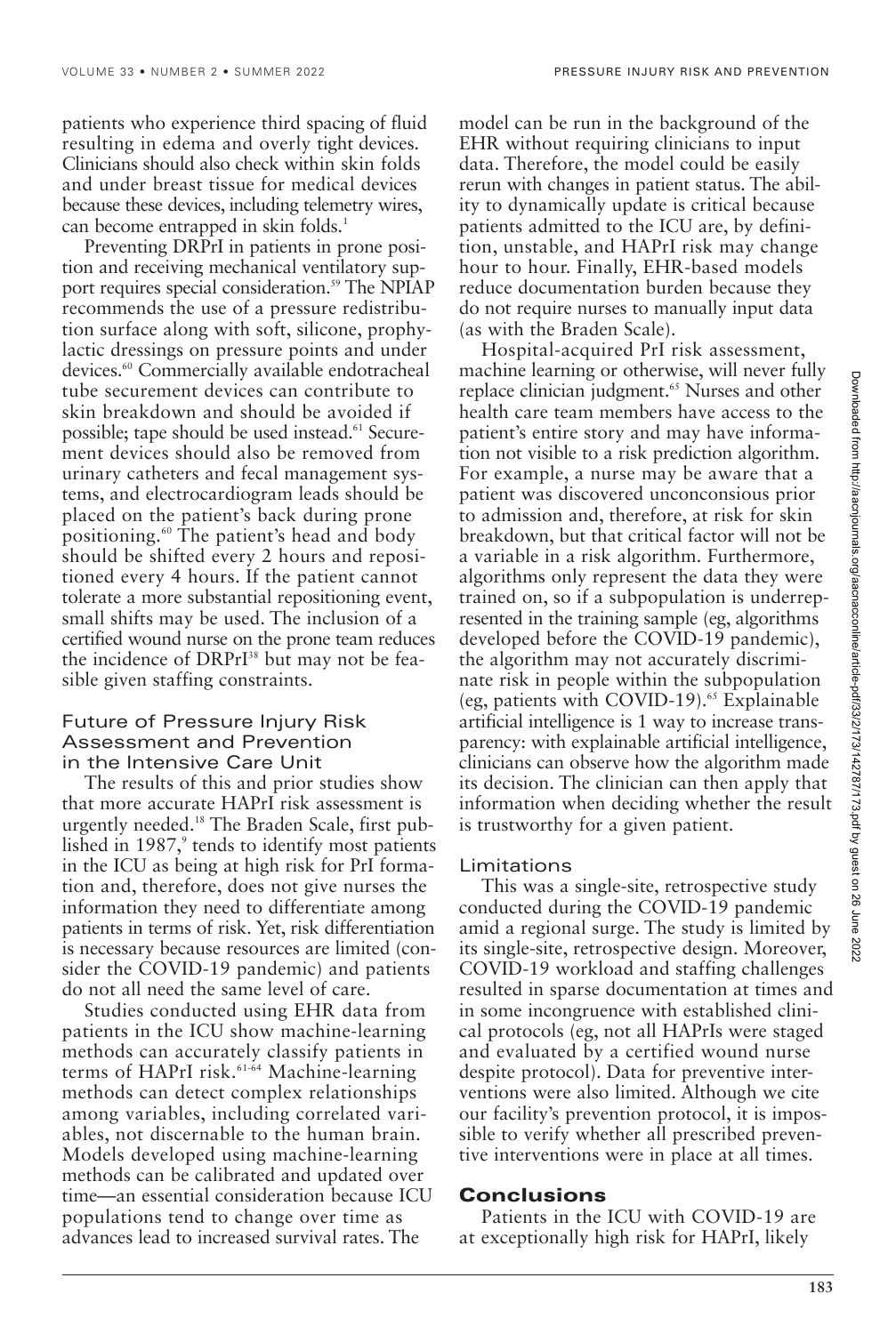patients who experience third spacing of fluid resulting in edema and overly tight devices. Clinicians should also check within skin folds and under breast tissue for medical devices because these devices, including telemetry wires, can become entrapped in skin folds.[1]

Preventing DRPrI in patients in prone position and receiving mechanical ventilatory support requires special consideration.[59] The NPIAP recommends the use of a pressure redistribution surface along with soft, silicone, prophylactic dressings on pressure points and under devices.[60] Commercially available endotracheal tube securement devices can contribute to skin breakdown and should be avoided if possible; tape should be used instead.[61] Securement devices should also be removed from urinary catheters and fecal management systems, and electrocardiogram leads should be placed on the patient's back during prone positioning.[60] The patient's head and body should be shifted every 2 hours and repositioned every 4 hours. If the patient cannot tolerate a more substantial repositioning event, small shifts may be used. The inclusion of a certified wound nurse on the prone team reduces the incidence of DRPrI[38] but may not be feasible given staffing constraints.

### Future of Pressure Injury Risk Assessment and Prevention in the Intensive Care Unit

The results of this and prior studies show that more accurate HAPrI risk assessment is urgently needed.[18] The Braden Scale, first published in 1987,[9] tends to identify most patients in the ICU as being at high risk for PrI formation and, therefore, does not give nurses the information they need to differentiate among patients in terms of risk. Yet, risk differentiation is necessary because resources are limited (consider the COVID-19 pandemic) and patients do not all need the same level of care.

Studies conducted using EHR data from patients in the ICU show machine-learning methods can accurately classify patients in terms of HAPrI risk.[61-64] Machine-learning methods can detect complex relationships among variables, including correlated variables, not discernable to the human brain. Models developed using machine-learning methods can be calibrated and updated over time—an essential consideration because ICU populations tend to change over time as advances lead to increased survival rates. The model can be run in the background of the EHR without requiring clinicians to input data. Therefore, the model could be easily rerun with changes in patient status. The ability to dynamically update is critical because patients admitted to the ICU are, by definition, unstable, and HAPrI risk may change hour to hour. Finally, EHR-based models reduce documentation burden because they do not require nurses to manually input data (as with the Braden Scale).

Hospital-acquired PrI risk assessment, machine learning or otherwise, will never fully replace clinician judgment.[65] Nurses and other health care team members have access to the patient's entire story and may have information not visible to a risk prediction algorithm. For example, a nurse may be aware that a patient was discovered unconconsious prior to admission and, therefore, at risk for skin breakdown, but that critical factor will not be a variable in a risk algorithm. Furthermore, algorithms only represent the data they were trained on, so if a subpopulation is underrepresented in the training sample (eg, algorithms developed before the COVID-19 pandemic), the algorithm may not accurately discriminate risk in people within the subpopulation (eg, patients with COVID-19).[65] Explainable artificial intelligence is 1 way to increase transparency: with explainable artificial intelligence, clinicians can observe how the algorithm made its decision. The clinician can then apply that information when deciding whether the result is trustworthy for a given patient.

### Limitations

This was a single-site, retrospective study conducted during the COVID-19 pandemic amid a regional surge. The study is limited by its single-site, retrospective design. Moreover, COVID-19 workload and staffing challenges resulted in sparse documentation at times and in some incongruence with established clinical protocols (eg, not all HAPrIs were staged and evaluated by a certified wound nurse despite protocol). Data for preventive interventions were also limited. Although we cite our facility's prevention protocol, it is impossible to verify whether all prescribed preventive interventions were in place at all times.

## Conclusions

Patients in the ICU with COVID-19 are at exceptionally high risk for HAPrI, likely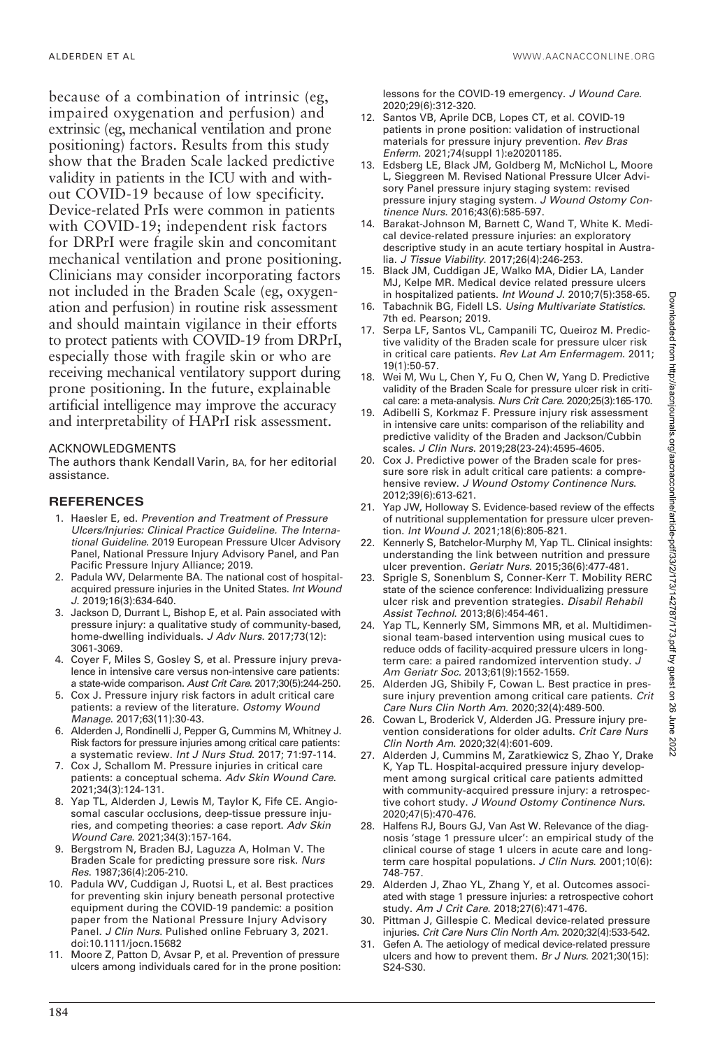because of a combination of intrinsic (eg, impaired oxygenation and perfusion) and extrinsic (eg, mechanical ventilation and prone positioning) factors. Results from this study show that the Braden Scale lacked predictive validity in patients in the ICU with and without COVID-19 because of low specificity. Device-related PrIs were common in patients with COVID-19; independent risk factors for DRPrI were fragile skin and concomitant mechanical ventilation and prone positioning. Clinicians may consider incorporating factors not included in the Braden Scale (eg, oxygenation and perfusion) in routine risk assessment and should maintain vigilance in their efforts to protect patients with COVID-19 from DRPrI, especially those with fragile skin or who are receiving mechanical ventilatory support during prone positioning. In the future, explainable artificial intelligence may improve the accuracy and interpretability of HAPrI risk assessment.

## ACKNOWLEDGMENTS

The authors thank Kendall Varin, BA, for her editorial assistance.

## REFERENCES

1. Haesler E, ed. *Prevention and Treatment of Pressure Ulcers/Injuries: Clinical Practice Guideline. The International Guideline*. 2019 European Pressure Ulcer Advisory Panel, National Pressure Injury Advisory Panel, and Pan Pacific Pressure Injury Alliance; 2019.
2. Padula WV, Delarmente BA. The national cost of hospital-acquired pressure injuries in the United States. *Int Wound J*. 2019;16(3):634-640.
3. Jackson D, Durrant L, Bishop E, et al. Pain associated with pressure injury: a qualitative study of community-based, home-dwelling individuals. *J Adv Nurs*. 2017;73(12):3061-3069.
4. Coyer F, Miles S, Gosley S, et al. Pressure injury prevalence in intensive care versus non-intensive care patients: a state-wide comparison. *Aust Crit Care*. 2017;30(5):244-250.
5. Cox J. Pressure injury risk factors in adult critical care patients: a review of the literature. *Ostomy Wound Manage*. 2017;63(11):30-43.
6. Alderden J, Rondinelli J, Pepper G, Cummins M, Whitney J. Risk factors for pressure injuries among critical care patients: a systematic review. *Int J Nurs Stud*. 2017; 71:97-114.
7. Cox J, Schallom M. Pressure injuries in critical care patients: a conceptual schema. *Adv Skin Wound Care*. 2021;34(3):124-131.
8. Yap TL, Alderden J, Lewis M, Taylor K, Fife CE. Angiosomal cascular occlusions, deep-tissue pressure injuries, and competing theories: a case report. *Adv Skin Wound Care*. 2021;34(3):157-164.
9. Bergstrom N, Braden BJ, Laguzza A, Holman V. The Braden Scale for predicting pressure sore risk. *Nurs Res*. 1987;36(4):205-210.
10. Padula WV, Cuddigan J, Ruotsi L, et al. Best practices for preventing skin injury beneath personal protective equipment during the COVID-19 pandemic: a position paper from the National Pressure Injury Advisory Panel. *J Clin Nurs*. Pulished online February 3, 2021. doi:10.1111/jocn.15682
11. Moore Z, Patton D, Avsar P, et al. Prevention of pressure ulcers among individuals cared for in the prone position: lessons for the COVID-19 emergency. *J Wound Care*. 2020;29(6):312-320.
12. Santos VB, Aprile DCB, Lopes CT, et al. COVID-19 patients in prone position: validation of instructional materials for pressure injury prevention. *Rev Bras Enferm*. 2021;74(suppl 1):e20201185.
13. Edsberg LE, Black JM, Goldberg M, McNichol L, Moore L, Sieggreen M. Revised National Pressure Ulcer Advisory Panel pressure injury staging system: revised pressure injury staging system. *J Wound Ostomy Continence Nurs*. 2016;43(6):585-597.
14. Barakat-Johnson M, Barnett C, Wand T, White K. Medical device-related pressure injuries: an exploratory descriptive study in an acute tertiary hospital in Australia. *J Tissue Viability*. 2017;26(4):246-253.
15. Black JM, Cuddigan JE, Walko MA, Didier LA, Lander MJ, Kelpe MR. Medical device related pressure ulcers in hospitalized patients. *Int Wound J*. 2010;7(5):358-65.
16. Tabachnik BG, Fidell LS. *Using Multivariate Statistics*. 7th ed. Pearson; 2019.
17. Serpa LF, Santos VL, Campanili TC, Queiroz M. Predictive validity of the Braden scale for pressure ulcer risk in critical care patients. *Rev Lat Am Enfermagem*. 2011; 19(1):50-57.
18. Wei M, Wu L, Chen Y, Fu Q, Chen W, Yang D. Predictive validity of the Braden Scale for pressure ulcer risk in critical care: a meta-analysis. *Nurs Crit Care*. 2020;25(3):165-170.
19. Adibelli S, Korkmaz F. Pressure injury risk assessment in intensive care units: comparison of the reliability and predictive validity of the Braden and Jackson/Cubbin scales. *J Clin Nurs*. 2019;28(23-24):4595-4605.
20. Cox J. Predictive power of the Braden scale for pressure sore risk in adult critical care patients: a comprehensive review. *J Wound Ostomy Continence Nurs*. 2012;39(6):613-621.
21. Yap JW, Holloway S. Evidence-based review of the effects of nutritional supplementation for pressure ulcer prevention. *Int Wound J*. 2021;18(6):805-821.
22. Kennerly S, Batchelor-Murphy M, Yap TL. Clinical insights: understanding the link between nutrition and pressure ulcer prevention. *Geriatr Nurs*. 2015;36(6):477-481.
23. Sprigle S, Sonenblum S, Conner-Kerr T. Mobility RERC state of the science conference: Individualizing pressure ulcer risk and prevention strategies. *Disabil Rehabil Assist Technol*. 2013;8(6):454-461.
24. Yap TL, Kennerly SM, Simmons MR, et al. Multidimensional team-based intervention using musical cues to reduce odds of facility-acquired pressure ulcers in long-term care: a paired randomized intervention study. *J Am Geriatr Soc*. 2013;61(9):1552-1559.
25. Alderden JG, Shibily F, Cowan L. Best practice in pressure injury prevention among critical care patients. *Crit Care Nurs Clin North Am*. 2020;32(4):489-500.
26. Cowan L, Broderick V, Alderden JG. Pressure injury prevention considerations for older adults. *Crit Care Nurs Clin North Am*. 2020;32(4):601-609.
27. Alderden J, Cummins M, Zaratkiewicz S, Zhao Y, Drake K, Yap TL. Hospital-acquired pressure injury development among surgical critical care patients admitted with community-acquired pressure injury: a retrospective cohort study. *J Wound Ostomy Continence Nurs*. 2020;47(5):470-476.
28. Halfens RJ, Bours GJ, Van Ast W. Relevance of the diagnosis 'stage 1 pressure ulcer': an empirical study of the clinical course of stage 1 ulcers in acute care and long-term care hospital populations. *J Clin Nurs*. 2001;10(6):748-757.
29. Alderden J, Zhao YL, Zhang Y, et al. Outcomes associated with stage 1 pressure injuries: a retrospective cohort study. *Am J Crit Care*. 2018;27(6):471-476.
30. Pittman J, Gillespie C. Medical device-related pressure injuries. *Crit Care Nurs Clin North Am*. 2020;32(4):533-542.
31. Gefen A. The aetiology of medical device-related pressure ulcers and how to prevent them. *Br J Nurs*. 2021;30(15):S24-S30.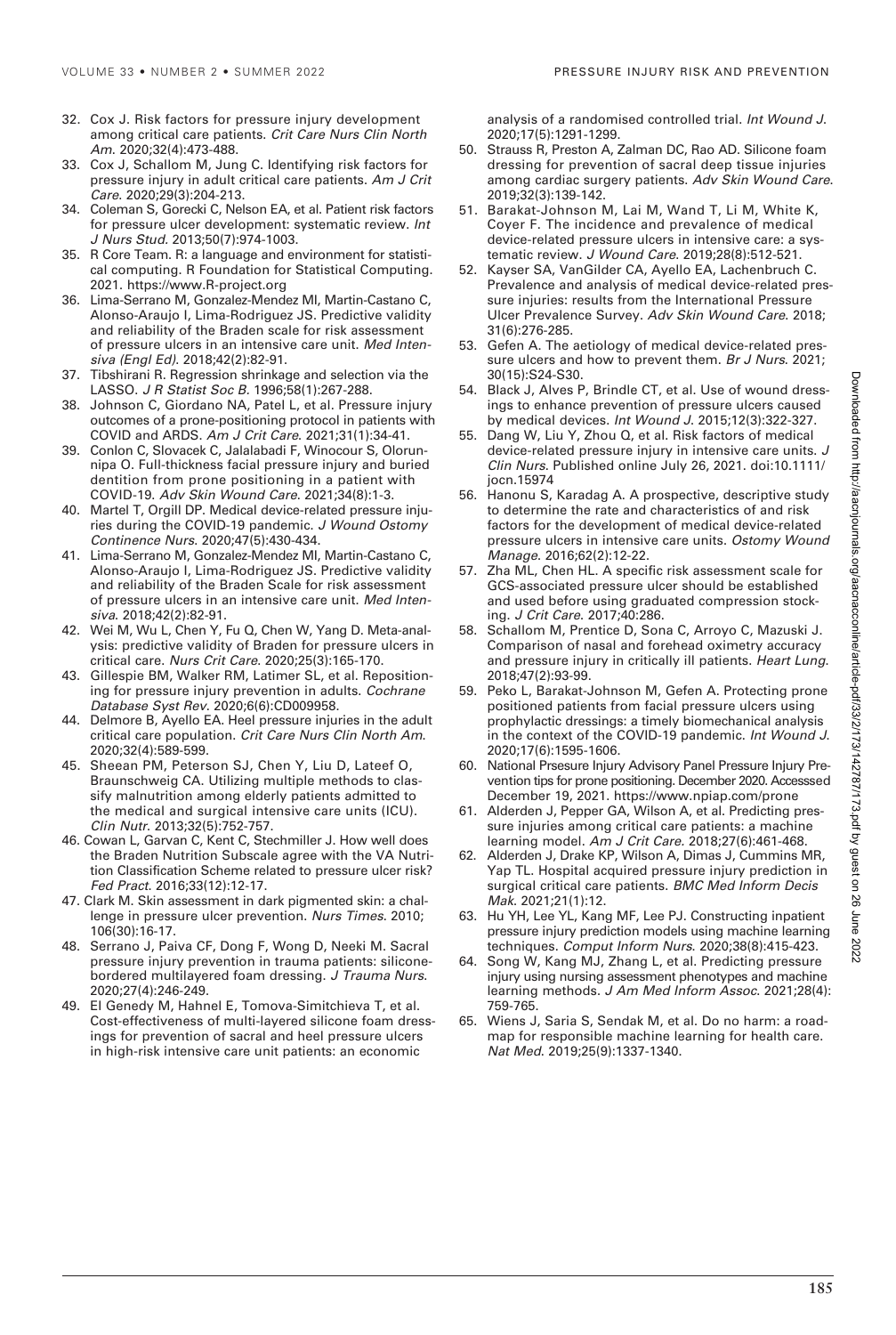32. Cox J. Risk factors for pressure injury development among critical care patients. *Crit Care Nurs Clin North Am*. 2020;32(4):473-488.
33. Cox J, Schallom M, Jung C. Identifying risk factors for pressure injury in adult critical care patients. *Am J Crit Care*. 2020;29(3):204-213.
34. Coleman S, Gorecki C, Nelson EA, et al. Patient risk factors for pressure ulcer development: systematic review. *Int J Nurs Stud*. 2013;50(7):974-1003.
35. R Core Team. R: a language and environment for statistical computing. R Foundation for Statistical Computing. 2021. https://www.R-project.org
36. Lima-Serrano M, Gonzalez-Mendez MI, Martin-Castano C, Alonso-Araujo I, Lima-Rodriguez JS. Predictive validity and reliability of the Braden scale for risk assessment of pressure ulcers in an intensive care unit. *Med Intensiva (Engl Ed)*. 2018;42(2):82-91.
37. Tibshirani R. Regression shrinkage and selection via the LASSO. *J R Statist Soc B*. 1996;58(1):267-288.
38. Johnson C, Giordano NA, Patel L, et al. Pressure injury outcomes of a prone-positioning protocol in patients with COVID and ARDS. *Am J Crit Care*. 2021;31(1):34-41.
39. Conlon C, Slovacek C, Jalalabadi F, Winocour S, Olorunnipa O. Full-thickness facial pressure injury and buried dentition from prone positioning in a patient with COVID-19. *Adv Skin Wound Care*. 2021;34(8):1-3.
40. Martel T, Orgill DP. Medical device-related pressure injuries during the COVID-19 pandemic. *J Wound Ostomy Continence Nurs*. 2020;47(5):430-434.
41. Lima-Serrano M, Gonzalez-Mendez MI, Martin-Castano C, Alonso-Araujo I, Lima-Rodriguez JS. Predictive validity and reliability of the Braden Scale for risk assessment of pressure ulcers in an intensive care unit. *Med Intensiva*. 2018;42(2):82-91.
42. Wei M, Wu L, Chen Y, Fu Q, Chen W, Yang D. Meta-analysis: predictive validity of Braden for pressure ulcers in critical care. *Nurs Crit Care*. 2020;25(3):165-170.
43. Gillespie BM, Walker RM, Latimer SL, et al. Repositioning for pressure injury prevention in adults. *Cochrane Database Syst Rev*. 2020;6(6):CD009958.
44. Delmore B, Ayello EA. Heel pressure injuries in the adult critical care population. *Crit Care Nurs Clin North Am*. 2020;32(4):589-599.
45. Sheean PM, Peterson SJ, Chen Y, Liu D, Lateef O, Braunschweig CA. Utilizing multiple methods to classify malnutrition among elderly patients admitted to the medical and surgical intensive care units (ICU). *Clin Nutr*. 2013;32(5):752-757.
46. Cowan L, Garvan C, Kent C, Stechmiller J. How well does the Braden Nutrition Subscale agree with the VA Nutrition Classification Scheme related to pressure ulcer risk? *Fed Pract*. 2016;33(12):12-17.
47. Clark M. Skin assessment in dark pigmented skin: a challenge in pressure ulcer prevention. *Nurs Times*. 2010;106(30):16-17.
48. Serrano J, Paiva CF, Dong F, Wong D, Neeki M. Sacral pressure injury prevention in trauma patients: silicone-bordered multilayered foam dressing. *J Trauma Nurs*. 2020;27(4):246-249.
49. El Genedy M, Hahnel E, Tomova-Simitchieva T, et al. Cost-effectiveness of multi-layered silicone foam dressings for prevention of sacral and heel pressure ulcers in high-risk intensive care unit patients: an economic analysis of a randomised controlled trial. *Int Wound J*. 2020;17(5):1291-1299.
50. Strauss R, Preston A, Zalman DC, Rao AD. Silicone foam dressing for prevention of sacral deep tissue injuries among cardiac surgery patients. *Adv Skin Wound Care*. 2019;32(3):139-142.
51. Barakat-Johnson M, Lai M, Wand T, Li M, White K, Coyer F. The incidence and prevalence of medical device-related pressure ulcers in intensive care: a systematic review. *J Wound Care*. 2019;28(8):512-521.
52. Kayser SA, VanGilder CA, Ayello EA, Lachenbruch C. Prevalence and analysis of medical device-related pressure injuries: results from the International Pressure Ulcer Prevalence Survey. *Adv Skin Wound Care*. 2018;31(6):276-285.
53. Gefen A. The aetiology of medical device-related pressure ulcers and how to prevent them. *Br J Nurs*. 2021;30(15):S24-S30.
54. Black J, Alves P, Brindle CT, et al. Use of wound dressings to enhance prevention of pressure ulcers caused by medical devices. *Int Wound J*. 2015;12(3):322-327.
55. Dang W, Liu Y, Zhou Q, et al. Risk factors of medical device-related pressure injury in intensive care units. *J Clin Nurs*. Published online July 26, 2021. doi:10.1111/jocn.15974
56. Hanonu S, Karadag A. A prospective, descriptive study to determine the rate and characteristics of and risk factors for the development of medical device-related pressure ulcers in intensive care units. *Ostomy Wound Manage*. 2016;62(2):12-22.
57. Zha ML, Chen HL. A specific risk assessment scale for GCS-associated pressure ulcer should be established and used before using graduated compression stocking. *J Crit Care*. 2017;40:286.
58. Schallom M, Prentice D, Sona C, Arroyo C, Mazuski J. Comparison of nasal and forehead oximetry accuracy and pressure injury in critically ill patients. *Heart Lung*. 2018;47(2):93-99.
59. Peko L, Barakat-Johnson M, Gefen A. Protecting prone positioned patients from facial pressure ulcers using prophylactic dressings: a timely biomechanical analysis in the context of the COVID-19 pandemic. *Int Wound J*. 2020;17(6):1595-1606.
60. National Prsesure Injury Advisory Panel Pressure Injury Prevention tips for prone positioning. December 2020. Accesssed December 19, 2021. https://www.npiap.com/prone
61. Alderden J, Pepper GA, Wilson A, et al. Predicting pressure injuries among critical care patients: a machine learning model. *Am J Crit Care*. 2018;27(6):461-468.
62. Alderden J, Drake KP, Wilson A, Dimas J, Cummins MR, Yap TL. Hospital acquired pressure injury prediction in surgical critical care patients. *BMC Med Inform Decis Mak*. 2021;21(1):12.
63. Hu YH, Lee YL, Kang MF, Lee PJ. Constructing inpatient pressure injury prediction models using machine learning techniques. *Comput Inform Nurs*. 2020;38(8):415-423.
64. Song W, Kang MJ, Zhang L, et al. Predicting pressure injury using nursing assessment phenotypes and machine learning methods. *J Am Med Inform Assoc*. 2021;28(4):759-765.
65. Wiens J, Saria S, Sendak M, et al. Do no harm: a roadmap for responsible machine learning for health care. *Nat Med*. 2019;25(9):1337-1340.